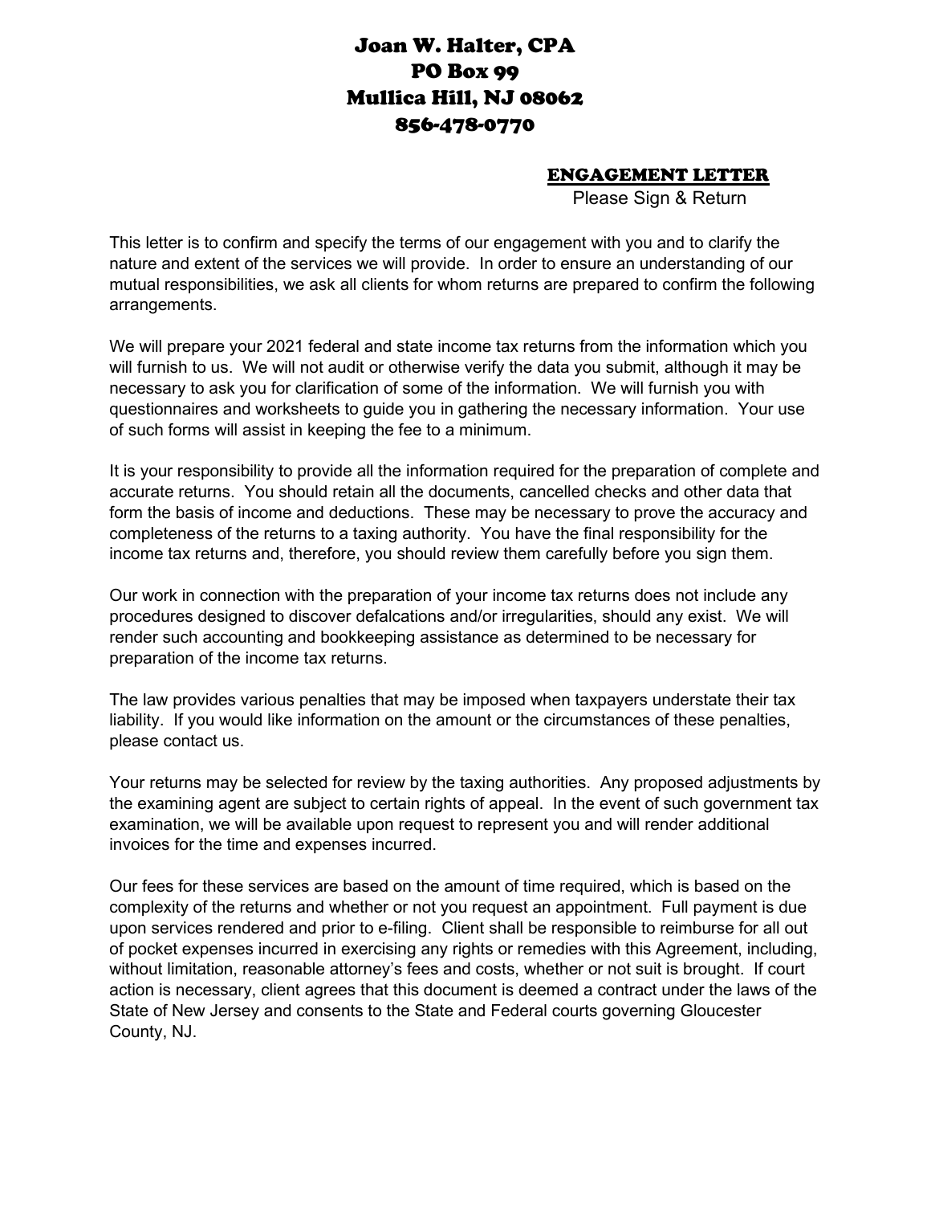# Joan W. Halter, CPA
# PO Box 99
# Mullica Hill, NJ 08062
# 856-478-0770

## ENGAGEMENT LETTER

Please Sign & Return

This letter is to confirm and specify the terms of our engagement with you and to clarify the nature and extent of the services we will provide. In order to ensure an understanding of our mutual responsibilities, we ask all clients for whom returns are prepared to confirm the following arrangements.

We will prepare your 2021 federal and state income tax returns from the information which you will furnish to us. We will not audit or otherwise verify the data you submit, although it may be necessary to ask you for clarification of some of the information. We will furnish you with questionnaires and worksheets to guide you in gathering the necessary information. Your use of such forms will assist in keeping the fee to a minimum.

It is your responsibility to provide all the information required for the preparation of complete and accurate returns. You should retain all the documents, cancelled checks and other data that form the basis of income and deductions. These may be necessary to prove the accuracy and completeness of the returns to a taxing authority. You have the final responsibility for the income tax returns and, therefore, you should review them carefully before you sign them.

Our work in connection with the preparation of your income tax returns does not include any procedures designed to discover defalcations and/or irregularities, should any exist. We will render such accounting and bookkeeping assistance as determined to be necessary for preparation of the income tax returns.

The law provides various penalties that may be imposed when taxpayers understate their tax liability. If you would like information on the amount or the circumstances of these penalties, please contact us.

Your returns may be selected for review by the taxing authorities. Any proposed adjustments by the examining agent are subject to certain rights of appeal. In the event of such government tax examination, we will be available upon request to represent you and will render additional invoices for the time and expenses incurred.

Our fees for these services are based on the amount of time required, which is based on the complexity of the returns and whether or not you request an appointment. Full payment is due upon services rendered and prior to e-filing. Client shall be responsible to reimburse for all out of pocket expenses incurred in exercising any rights or remedies with this Agreement, including, without limitation, reasonable attorney's fees and costs, whether or not suit is brought. If court action is necessary, client agrees that this document is deemed a contract under the laws of the State of New Jersey and consents to the State and Federal courts governing Gloucester County, NJ.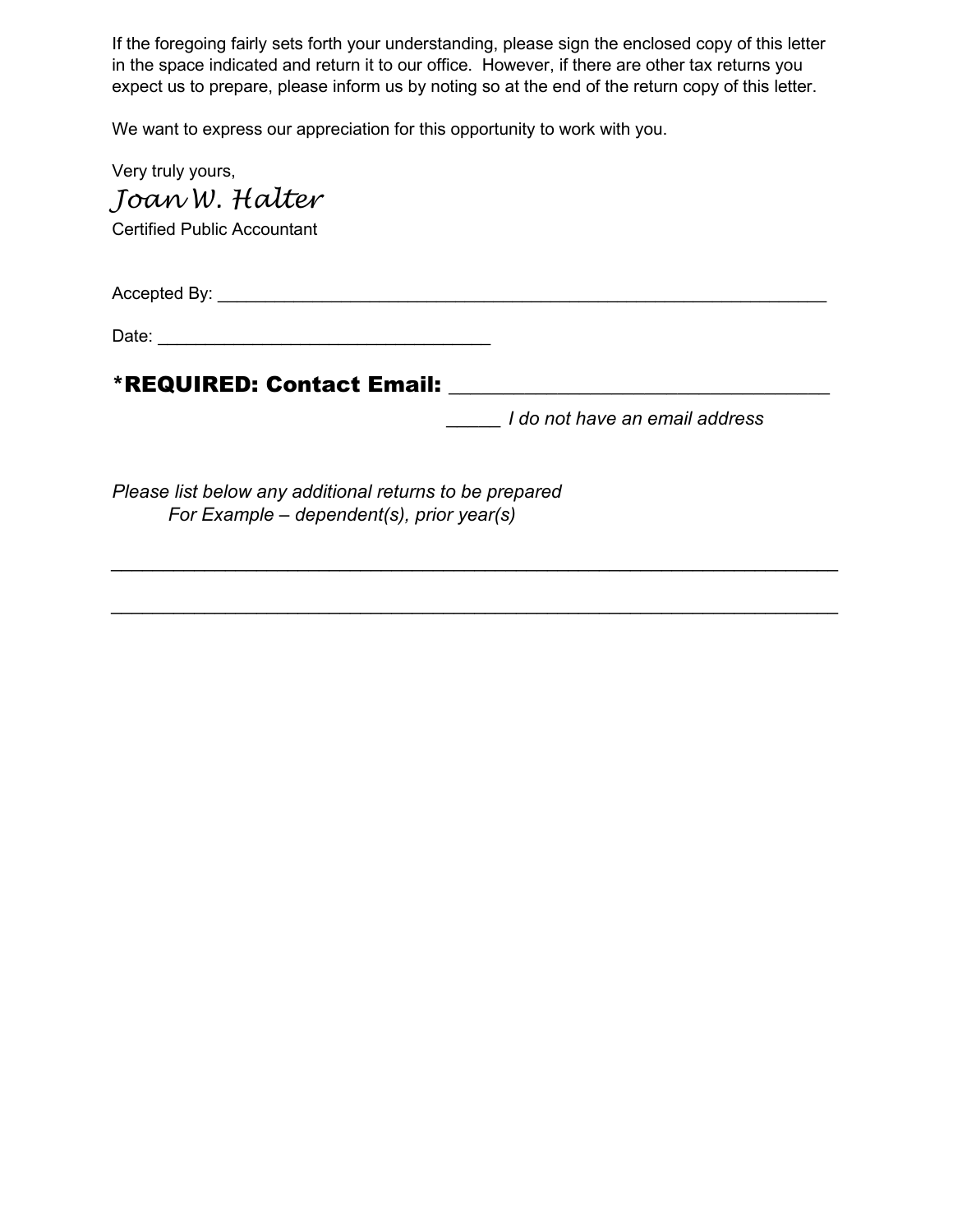If the foregoing fairly sets forth your understanding, please sign the enclosed copy of this letter in the space indicated and return it to our office. However, if there are other tax returns you expect us to prepare, please inform us by noting so at the end of the return copy of this letter.

We want to express our appreciation for this opportunity to work with you.

Very truly yours,

*Joan W. Halter*

Certified Public Accountant

Accepted By: ___________________________________________________________________

Date: ___________________________________

**\*REQUIRED: Contact Email:** ___________________________________

_____ *I do not have an email address*

*Please list below any additional returns to be prepared*
*For Example – dependent(s), prior year(s)*

_____________________________________________________________________________

_____________________________________________________________________________